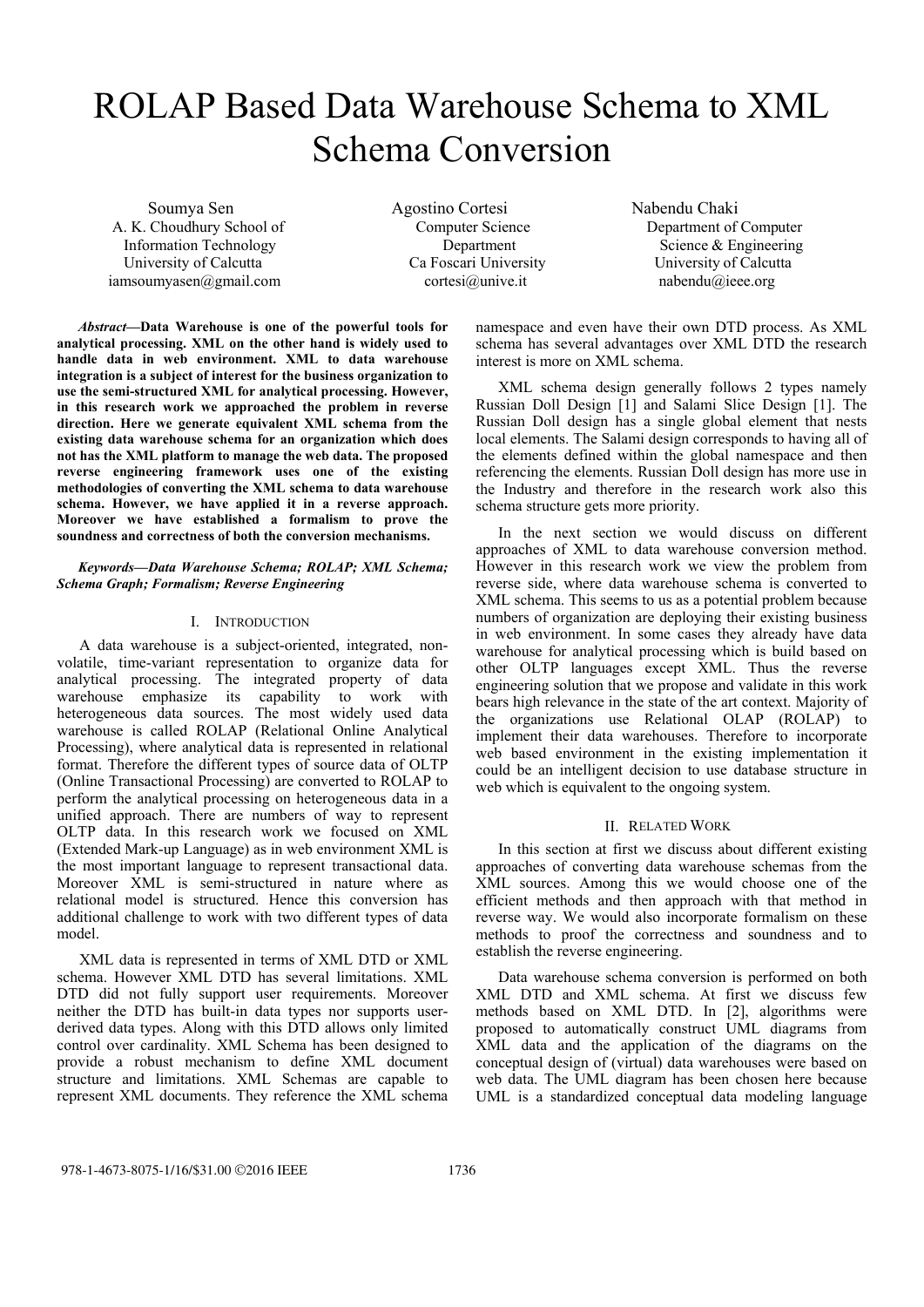# ROLAP Based Data Warehouse Schema to XML Schema Conversion

Soumya Sen
A. K. Choudhury School of Information Technology
University of Calcutta
iamsoumyasen@gmail.com

Agostino Cortesi
Computer Science Department
Ca Foscari University
cortesi@unive.it

Nabendu Chaki
Department of Computer Science & Engineering
University of Calcutta
nabendu@ieee.org

***Abstract*—Data Warehouse is one of the powerful tools for analytical processing. XML on the other hand is widely used to handle data in web environment. XML to data warehouse integration is a subject of interest for the business organization to use the semi-structured XML for analytical processing. However, in this research work we approached the problem in reverse direction. Here we generate equivalent XML schema from the existing data warehouse schema for an organization which does not has the XML platform to manage the web data. The proposed reverse engineering framework uses one of the existing methodologies of converting the XML schema to data warehouse schema. However, we have applied it in a reverse approach. Moreover we have established a formalism to prove the soundness and correctness of both the conversion mechanisms.**

***Keywords—Data Warehouse Schema; ROLAP; XML Schema; Schema Graph; Formalism; Reverse Engineering***

## I. Introduction

A data warehouse is a subject-oriented, integrated, non-volatile, time-variant representation to organize data for analytical processing. The integrated property of data warehouse emphasize its capability to work with heterogeneous data sources. The most widely used data warehouse is called ROLAP (Relational Online Analytical Processing), where analytical data is represented in relational format. Therefore the different types of source data of OLTP (Online Transactional Processing) are converted to ROLAP to perform the analytical processing on heterogeneous data in a unified approach. There are numbers of way to represent OLTP data. In this research work we focused on XML (Extended Mark-up Language) as in web environment XML is the most important language to represent transactional data. Moreover XML is semi-structured in nature where as relational model is structured. Hence this conversion has additional challenge to work with two different types of data model.

XML data is represented in terms of XML DTD or XML schema. However XML DTD has several limitations. XML DTD did not fully support user requirements. Moreover neither the DTD has built-in data types nor supports user-derived data types. Along with this DTD allows only limited control over cardinality. XML Schema has been designed to provide a robust mechanism to define XML document structure and limitations. XML Schemas are capable to represent XML documents. They reference the XML schema namespace and even have their own DTD process. As XML schema has several advantages over XML DTD the research interest is more on XML schema.

XML schema design generally follows 2 types namely Russian Doll Design [1] and Salami Slice Design [1]. The Russian Doll design has a single global element that nests local elements. The Salami design corresponds to having all of the elements defined within the global namespace and then referencing the elements. Russian Doll design has more use in the Industry and therefore in the research work also this schema structure gets more priority.

In the next section we would discuss on different approaches of XML to data warehouse conversion method. However in this research work we view the problem from reverse side, where data warehouse schema is converted to XML schema. This seems to us as a potential problem because numbers of organization are deploying their existing business in web environment. In some cases they already have data warehouse for analytical processing which is build based on other OLTP languages except XML. Thus the reverse engineering solution that we propose and validate in this work bears high relevance in the state of the art context. Majority of the organizations use Relational OLAP (ROLAP) to implement their data warehouses. Therefore to incorporate web based environment in the existing implementation it could be an intelligent decision to use database structure in web which is equivalent to the ongoing system.

## II. Related Work

In this section at first we discuss about different existing approaches of converting data warehouse schemas from the XML sources. Among this we would choose one of the efficient methods and then approach with that method in reverse way. We would also incorporate formalism on these methods to proof the correctness and soundness and to establish the reverse engineering.

Data warehouse schema conversion is performed on both XML DTD and XML schema. At first we discuss few methods based on XML DTD. In [2], algorithms were proposed to automatically construct UML diagrams from XML data and the application of the diagrams on the conceptual design of (virtual) data warehouses were based on web data. The UML diagram has been chosen here because UML is a standardized conceptual data modeling language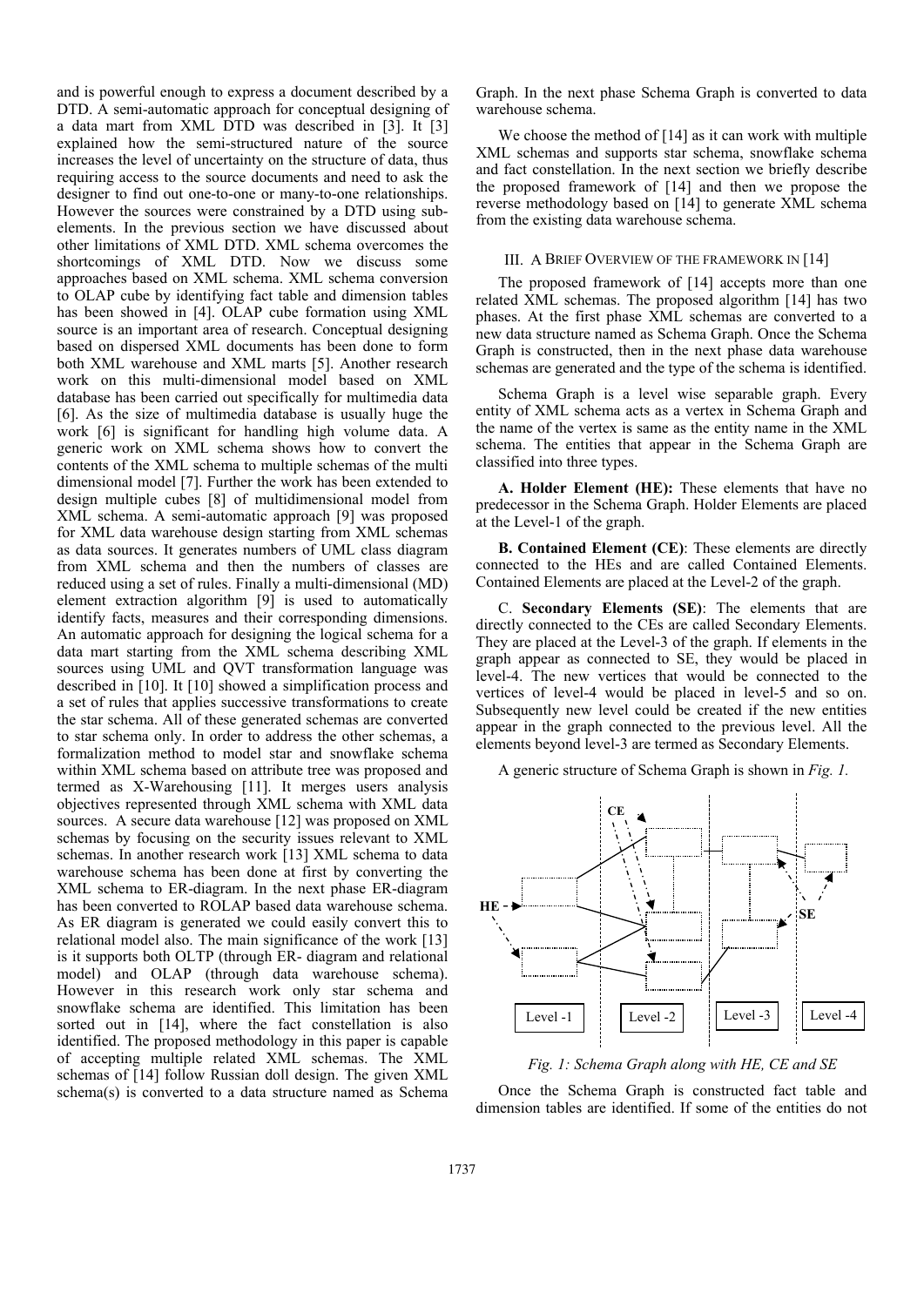and is powerful enough to express a document described by a DTD. A semi-automatic approach for conceptual designing of a data mart from XML DTD was described in [3]. It [3] explained how the semi-structured nature of the source increases the level of uncertainty on the structure of data, thus requiring access to the source documents and need to ask the designer to find out one-to-one or many-to-one relationships. However the sources were constrained by a DTD using sub-elements. In the previous section we have discussed about other limitations of XML DTD. XML schema overcomes the shortcomings of XML DTD. Now we discuss some approaches based on XML schema. XML schema conversion to OLAP cube by identifying fact table and dimension tables has been showed in [4]. OLAP cube formation using XML source is an important area of research. Conceptual designing based on dispersed XML documents has been done to form both XML warehouse and XML marts [5]. Another research work on this multi-dimensional model based on XML database has been carried out specifically for multimedia data [6]. As the size of multimedia database is usually huge the work [6] is significant for handling high volume data. A generic work on XML schema shows how to convert the contents of the XML schema to multiple schemas of the multi dimensional model [7]. Further the work has been extended to design multiple cubes [8] of multidimensional model from XML schema. A semi-automatic approach [9] was proposed for XML data warehouse design starting from XML schemas as data sources. It generates numbers of UML class diagram from XML schema and then the numbers of classes are reduced using a set of rules. Finally a multi-dimensional (MD) element extraction algorithm [9] is used to automatically identify facts, measures and their corresponding dimensions. An automatic approach for designing the logical schema for a data mart starting from the XML schema describing XML sources using UML and QVT transformation language was described in [10]. It [10] showed a simplification process and a set of rules that applies successive transformations to create the star schema. All of these generated schemas are converted to star schema only. In order to address the other schemas, a formalization method to model star and snowflake schema within XML schema based on attribute tree was proposed and termed as X-Warehousing [11]. It merges users analysis objectives represented through XML schema with XML data sources. A secure data warehouse [12] was proposed on XML schemas by focusing on the security issues relevant to XML schemas. In another research work [13] XML schema to data warehouse schema has been done at first by converting the XML schema to ER-diagram. In the next phase ER-diagram has been converted to ROLAP based data warehouse schema. As ER diagram is generated we could easily convert this to relational model also. The main significance of the work [13] is it supports both OLTP (through ER- diagram and relational model) and OLAP (through data warehouse schema). However in this research work only star schema and snowflake schema are identified. This limitation has been sorted out in [14], where the fact constellation is also identified. The proposed methodology in this paper is capable of accepting multiple related XML schemas. The XML schemas of [14] follow Russian doll design. The given XML schema(s) is converted to a data structure named as Schema Graph. In the next phase Schema Graph is converted to data warehouse schema.

We choose the method of [14] as it can work with multiple XML schemas and supports star schema, snowflake schema and fact constellation. In the next section we briefly describe the proposed framework of [14] and then we propose the reverse methodology based on [14] to generate XML schema from the existing data warehouse schema.

## III. A Brief Overview of the Framework in [14]

The proposed framework of [14] accepts more than one related XML schemas. The proposed algorithm [14] has two phases. At the first phase XML schemas are converted to a new data structure named as Schema Graph. Once the Schema Graph is constructed, then in the next phase data warehouse schemas are generated and the type of the schema is identified.

Schema Graph is a level wise separable graph. Every entity of XML schema acts as a vertex in Schema Graph and the name of the vertex is same as the entity name in the XML schema. The entities that appear in the Schema Graph are classified into three types.

**A. Holder Element (HE):** These elements that have no predecessor in the Schema Graph. Holder Elements are placed at the Level-1 of the graph.

**B. Contained Element (CE)**: These elements are directly connected to the HEs and are called Contained Elements. Contained Elements are placed at the Level-2 of the graph.

C. **Secondary Elements (SE)**: The elements that are directly connected to the CEs are called Secondary Elements. They are placed at the Level-3 of the graph. If elements in the graph appear as connected to SE, they would be placed in level-4. The new vertices that would be connected to the vertices of level-4 would be placed in level-5 and so on. Subsequently new level could be created if the new entities appear in the graph connected to the previous level. All the elements beyond level-3 are termed as Secondary Elements.

A generic structure of Schema Graph is shown in *Fig. 1.*

*Fig. 1: Schema Graph along with HE, CE and SE*

Once the Schema Graph is constructed fact table and dimension tables are identified. If some of the entities do not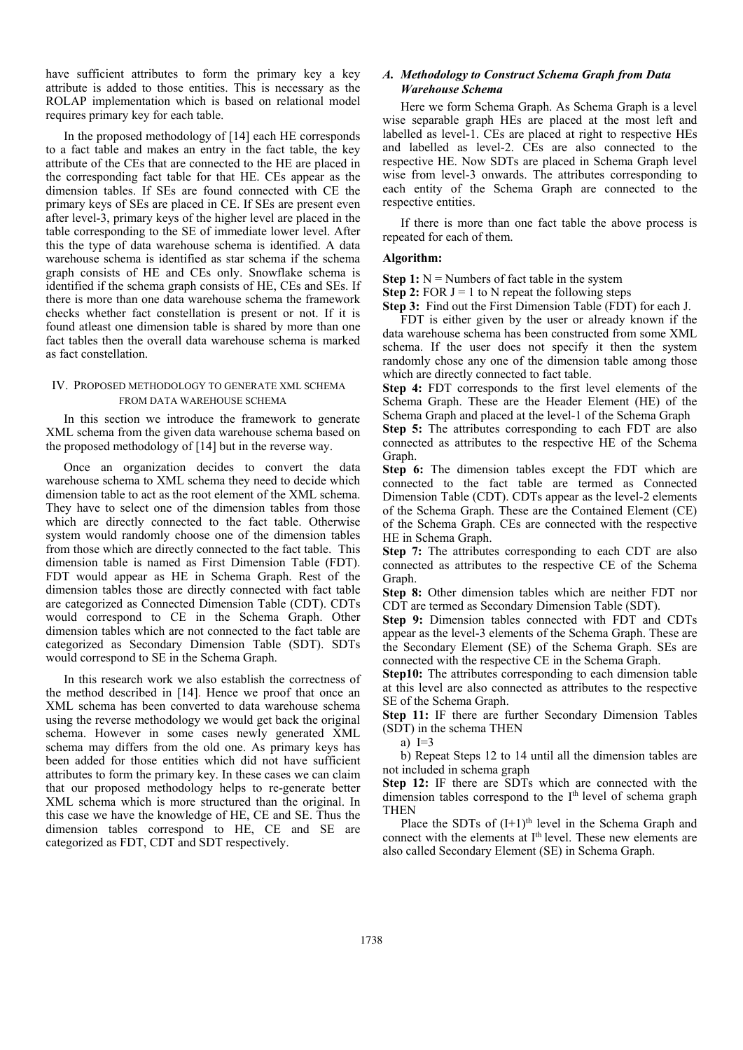have sufficient attributes to form the primary key a key attribute is added to those entities. This is necessary as the ROLAP implementation which is based on relational model requires primary key for each table.

In the proposed methodology of [14] each HE corresponds to a fact table and makes an entry in the fact table, the key attribute of the CEs that are connected to the HE are placed in the corresponding fact table for that HE. CEs appear as the dimension tables. If SEs are found connected with CE the primary keys of SEs are placed in CE. If SEs are present even after level-3, primary keys of the higher level are placed in the table corresponding to the SE of immediate lower level. After this the type of data warehouse schema is identified. A data warehouse schema is identified as star schema if the schema graph consists of HE and CEs only. Snowflake schema is identified if the schema graph consists of HE, CEs and SEs. If there is more than one data warehouse schema the framework checks whether fact constellation is present or not. If it is found atleast one dimension table is shared by more than one fact tables then the overall data warehouse schema is marked as fact constellation.

## IV. Proposed Methodology to Generate XML Schema from Data Warehouse Schema

In this section we introduce the framework to generate XML schema from the given data warehouse schema based on the proposed methodology of [14] but in the reverse way.

Once an organization decides to convert the data warehouse schema to XML schema they need to decide which dimension table to act as the root element of the XML schema. They have to select one of the dimension tables from those which are directly connected to the fact table. Otherwise system would randomly choose one of the dimension tables from those which are directly connected to the fact table. This dimension table is named as First Dimension Table (FDT). FDT would appear as HE in Schema Graph. Rest of the dimension tables those are directly connected with fact table are categorized as Connected Dimension Table (CDT). CDTs would correspond to CE in the Schema Graph. Other dimension tables which are not connected to the fact table are categorized as Secondary Dimension Table (SDT). SDTs would correspond to SE in the Schema Graph.

In this research work we also establish the correctness of the method described in [14]. Hence we proof that once an XML schema has been converted to data warehouse schema using the reverse methodology we would get back the original schema. However in some cases newly generated XML schema may differs from the old one. As primary keys has been added for those entities which did not have sufficient attributes to form the primary key. In these cases we can claim that our proposed methodology helps to re-generate better XML schema which is more structured than the original. In this case we have the knowledge of HE, CE and SE. Thus the dimension tables correspond to HE, CE and SE are categorized as FDT, CDT and SDT respectively.

### *A. Methodology to Construct Schema Graph from Data Warehouse Schema*

Here we form Schema Graph. As Schema Graph is a level wise separable graph HEs are placed at the most left and labelled as level-1. CEs are placed at right to respective HEs and labelled as level-2. CEs are also connected to the respective HE. Now SDTs are placed in Schema Graph level wise from level-3 onwards. The attributes corresponding to each entity of the Schema Graph are connected to the respective entities.

If there is more than one fact table the above process is repeated for each of them.

**Algorithm:**

**Step 1:** N = Numbers of fact table in the system

**Step 2:** FOR J = 1 to N repeat the following steps

**Step 3:** Find out the First Dimension Table (FDT) for each J.

FDT is either given by the user or already known if the data warehouse schema has been constructed from some XML schema. If the user does not specify it then the system randomly chose any one of the dimension table among those which are directly connected to fact table.

**Step 4:** FDT corresponds to the first level elements of the Schema Graph. These are the Header Element (HE) of the Schema Graph and placed at the level-1 of the Schema Graph

**Step 5:** The attributes corresponding to each FDT are also connected as attributes to the respective HE of the Schema Graph.

**Step 6:** The dimension tables except the FDT which are connected to the fact table are termed as Connected Dimension Table (CDT). CDTs appear as the level-2 elements of the Schema Graph. These are the Contained Element (CE) of the Schema Graph. CEs are connected with the respective HE in Schema Graph.

**Step 7:** The attributes corresponding to each CDT are also connected as attributes to the respective CE of the Schema Graph.

**Step 8:** Other dimension tables which are neither FDT nor CDT are termed as Secondary Dimension Table (SDT).

**Step 9:** Dimension tables connected with FDT and CDTs appear as the level-3 elements of the Schema Graph. These are the Secondary Element (SE) of the Schema Graph. SEs are connected with the respective CE in the Schema Graph.

**Step10:** The attributes corresponding to each dimension table at this level are also connected as attributes to the respective SE of the Schema Graph.

**Step 11:** IF there are further Secondary Dimension Tables (SDT) in the schema THEN

a) I=3

b) Repeat Steps 12 to 14 until all the dimension tables are not included in schema graph

**Step 12:** IF there are SDTs which are connected with the dimension tables correspond to the $I^{th}$ level of schema graph THEN

Place the SDTs of $(I+1)^{th}$ level in the Schema Graph and connect with the elements at $I^{th}$ level. These new elements are also called Secondary Element (SE) in Schema Graph.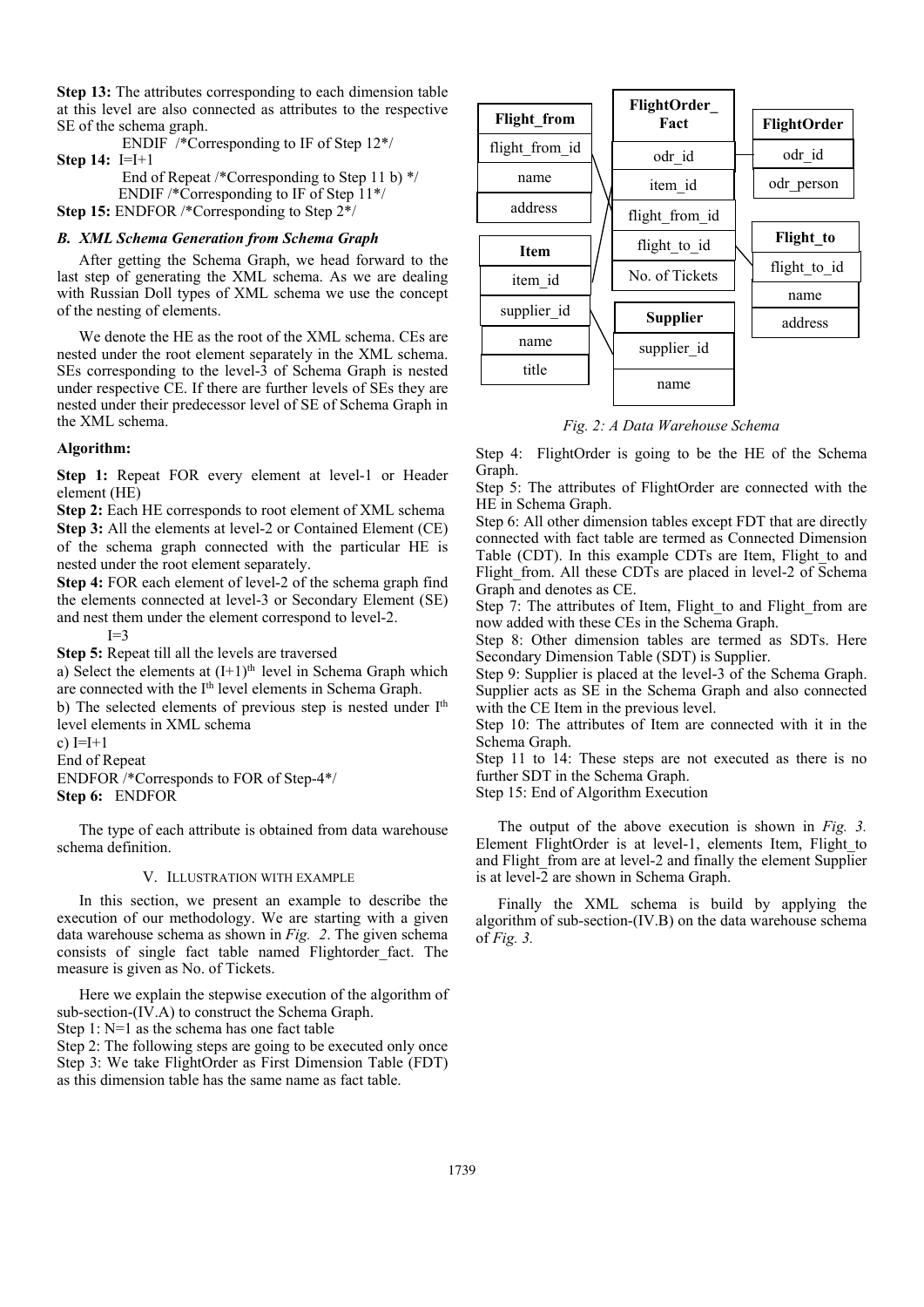**Step 13:** The attributes corresponding to each dimension table at this level are also connected as attributes to the respective SE of the schema graph.

ENDIF /*Corresponding to IF of Step 12*/

**Step 14:** I=I+1

End of Repeat /*Corresponding to Step 11 b) */

ENDIF /*Corresponding to IF of Step 11*/

**Step 15:** ENDFOR /*Corresponding to Step 2*/

### *B. XML Schema Generation from Schema Graph*

After getting the Schema Graph, we head forward to the last step of generating the XML schema. As we are dealing with Russian Doll types of XML schema we use the concept of the nesting of elements.

We denote the HE as the root of the XML schema. CEs are nested under the root element separately in the XML schema. SEs corresponding to the level-3 of Schema Graph is nested under respective CE. If there are further levels of SEs they are nested under their predecessor level of SE of Schema Graph in the XML schema.

**Algorithm:**

**Step 1:** Repeat FOR every element at level-1 or Header element (HE)

**Step 2:** Each HE corresponds to root element of XML schema

**Step 3:** All the elements at level-2 or Contained Element (CE) of the schema graph connected with the particular HE is nested under the root element separately.

**Step 4:** FOR each element of level-2 of the schema graph find the elements connected at level-3 or Secondary Element (SE) and nest them under the element correspond to level-2.

I=3

**Step 5:** Repeat till all the levels are traversed

a) Select the elements at $(I+1)^{th}$ level in Schema Graph which are connected with the $I^{th}$ level elements in Schema Graph.

b) The selected elements of previous step is nested under $I^{th}$ level elements in XML schema

c) I=I+1

End of Repeat

ENDFOR /*Corresponds to FOR of Step-4*/

**Step 6:** ENDFOR

The type of each attribute is obtained from data warehouse schema definition.

## V. Illustration with Example

In this section, we present an example to describe the execution of our methodology. We are starting with a given data warehouse schema as shown in *Fig. 2*. The given schema consists of single fact table named Flightorder_fact. The measure is given as No. of Tickets.

Here we explain the stepwise execution of the algorithm of sub-section-(IV.A) to construct the Schema Graph.

Step 1: N=1 as the schema has one fact table

Step 2: The following steps are going to be executed only once

Step 3: We take FlightOrder as First Dimension Table (FDT) as this dimension table has the same name as fact table.

| Flight_from |
|---|
| flight_from_id |
| name |
| address |

| Item |
|---|
| item_id |
| supplier_id |
| name |
| title |

| FlightOrder_Fact |
|---|
| odr_id |
| item_id |
| flight_from_id |
| flight_to_id |
| No. of Tickets |

| Supplier |
|---|
| supplier_id |
| name |

| FlightOrder |
|---|
| odr_id |
| odr_person |

| Flight_to |
|---|
| flight_to_id |
| name |
| address |

*Fig. 2: A Data Warehouse Schema*

Step 4: FlightOrder is going to be the HE of the Schema Graph.

Step 5: The attributes of FlightOrder are connected with the HE in Schema Graph.

Step 6: All other dimension tables except FDT that are directly connected with fact table are termed as Connected Dimension Table (CDT). In this example CDTs are Item, Flight_to and Flight_from. All these CDTs are placed in level-2 of Schema Graph and denotes as CE.

Step 7: The attributes of Item, Flight_to and Flight_from are now added with these CEs in the Schema Graph.

Step 8: Other dimension tables are termed as SDTs. Here Secondary Dimension Table (SDT) is Supplier.

Step 9: Supplier is placed at the level-3 of the Schema Graph. Supplier acts as SE in the Schema Graph and also connected with the CE Item in the previous level.

Step 10: The attributes of Item are connected with it in the Schema Graph.

Step 11 to 14: These steps are not executed as there is no further SDT in the Schema Graph.

Step 15: End of Algorithm Execution

The output of the above execution is shown in *Fig. 3.* Element FlightOrder is at level-1, elements Item, Flight_to and Flight_from are at level-2 and finally the element Supplier is at level-2 are shown in Schema Graph.

Finally the XML schema is build by applying the algorithm of sub-section-(IV.B) on the data warehouse schema of *Fig. 3.*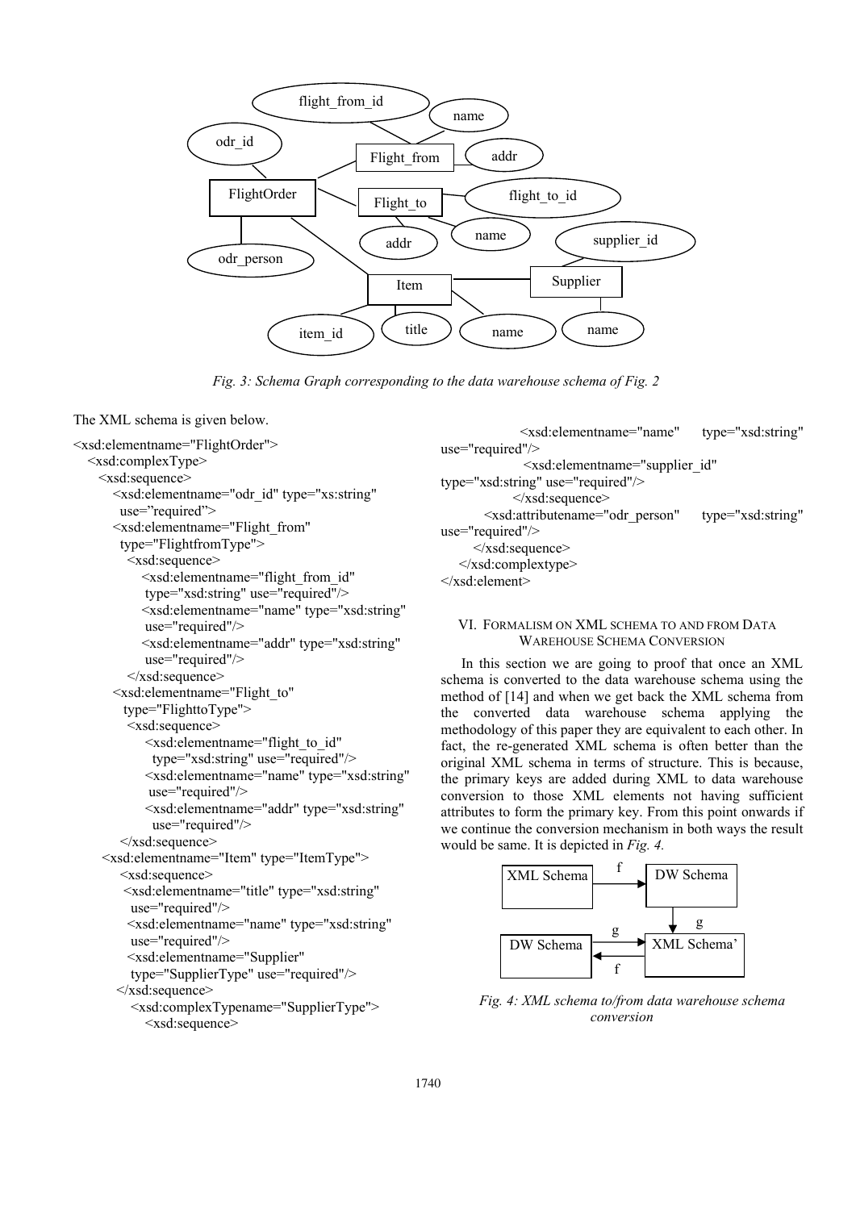*Fig. 3: Schema Graph corresponding to the data warehouse schema of Fig. 2*

The XML schema is given below.

```
<xsd:elementname="FlightOrder">
  <xsd:complexType>
    <xsd:sequence>
      <xsd:elementname="odr_id" type="xs:string"
        use="required">
      <xsd:elementname="Flight_from"
        type="FlightfromType">
        <xsd:sequence>
          <xsd:elementname="flight_from_id"
            type="xsd:string" use="required"/>
          <xsd:elementname="name" type="xsd:string"
            use="required"/>
          <xsd:elementname="addr" type="xsd:string"
            use="required"/>
        </xsd:sequence>
      <xsd:elementname="Flight_to"
        type="FlighttoType">
        <xsd:sequence>
          <xsd:elementname="flight_to_id"
            type="xsd:string" use="required"/>
          <xsd:elementname="name" type="xsd:string"
            use="required"/>
          <xsd:elementname="addr" type="xsd:string"
            use="required"/>
        </xsd:sequence>
      <xsd:elementname="Item" type="ItemType">
        <xsd:sequence>
          <xsd:elementname="title" type="xsd:string"
            use="required"/>
          <xsd:elementname="name" type="xsd:string"
            use="required"/>
          <xsd:elementname="Supplier"
            type="SupplierType" use="required"/>
        </xsd:sequence>
        <xsd:complexTypename="SupplierType">
          <xsd:sequence>
            <xsd:elementname="name" type="xsd:string"
              use="required"/>
            <xsd:elementname="supplier_id"
              type="xsd:string" use="required"/>
          </xsd:sequence>
        <xsd:attributename="odr_person" type="xsd:string"
          use="required"/>
    </xsd:sequence>
  </xsd:complextype>
</xsd:element>
```

## VI. FORMALISM ON XML SCHEMA TO AND FROM DATA WAREHOUSE SCHEMA CONVERSION

In this section we are going to proof that once an XML schema is converted to the data warehouse schema using the method of [14] and when we get back the XML schema from the converted data warehouse schema applying the methodology of this paper they are equivalent to each other. In fact, the re-generated XML schema is often better than the original XML schema in terms of structure. This is because, the primary keys are added during XML to data warehouse conversion to those XML elements not having sufficient attributes to form the primary key. From this point onwards if we continue the conversion mechanism in both ways the result would be same. It is depicted in *Fig. 4.*

*Fig. 4: XML schema to/from data warehouse schema conversion*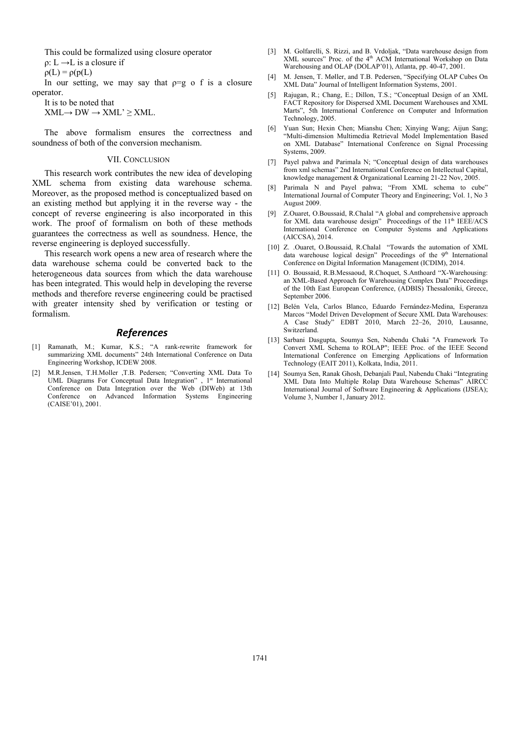This could be formalized using closure operator

$\rho: L \rightarrow L$ is a closure if

$\rho(L) = \rho(\rho(L))$

In our setting, we may say that $\rho = g \circ f$ is a closure operator.

It is to be noted that

$XML \rightarrow DW \rightarrow XML' \geq XML$.

The above formalism ensures the correctness and soundness of both of the conversion mechanism.

## VII. Conclusion

This research work contributes the new idea of developing XML schema from existing data warehouse schema. Moreover, as the proposed method is conceptualized based on an existing method but applying it in the reverse way - the concept of reverse engineering is also incorporated in this work. The proof of formalism on both of these methods guarantees the correctness as well as soundness. Hence, the reverse engineering is deployed successfully.

This research work opens a new area of research where the data warehouse schema could be converted back to the heterogeneous data sources from which the data warehouse has been integrated. This would help in developing the reverse methods and therefore reverse engineering could be practised with greater intensity shed by verification or testing or formalism.

## *References*

[1] Ramanath, M.; Kumar, K.S.; "A rank-rewrite framework for summarizing XML documents" 24th International Conference on Data Engineering Workshop, ICDEW 2008.

[2] M.R.Jensen, T.H.Moller ,T.B. Pedersen; "Converting XML Data To UML Diagrams For Conceptual Data Integration" , 1st International Conference on Data Integration over the Web (DIWeb) at 13th Conference on Advanced Information Systems Engineering (CAISE'01), 2001.

[3] M. Golfarelli, S. Rizzi, and B. Vrdoljak, "Data warehouse design from XML sources" Proc. of the 4th ACM International Workshop on Data Warehousing and OLAP (DOLAP'01), Atlanta, pp. 40-47, 2001.

[4] M. Jensen, T. Møller, and T.B. Pedersen, "Specifying OLAP Cubes On XML Data" Journal of Intelligent Information Systems, 2001.

[5] Rajugan, R.; Chang, E.; Dillon, T.S.; "Conceptual Design of an XML FACT Repository for Dispersed XML Document Warehouses and XML Marts", 5th International Conference on Computer and Information Technology, 2005.

[6] Yuan Sun; Hexin Chen; Mianshu Chen; Xinying Wang; Aijun Sang; "Multi-dimension Multimedia Retrieval Model Implementation Based on XML Database" International Conference on Signal Processing Systems, 2009.

[7] Payel pahwa and Parimala N; "Conceptual design of data warehouses from xml schemas" 2nd International Conference on Intellectual Capital, knowledge management & Organizational Learning 21-22 Nov, 2005.

[8] Parimala N and Payel pahwa; "From XML schema to cube" International Journal of Computer Theory and Engineering; Vol. 1, No 3 August 2009.

[9] Z.Ouaret, O.Boussaid, R.Chalal "A global and comprehensive approach for XML data warehouse design" Proceedings of the 11th IEEE/ACS International Conference on Computer Systems and Applications (AICCSA), 2014.

[10] Z. .Ouaret, O.Boussaid, R.Chalal "Towards the automation of XML data warehouse logical design" Proceedings of the 9th International Conference on Digital Information Management (ICDIM), 2014.

[11] O. Boussaid, R.B.Messaoud, R.Choquet, S.Anthoard "X-Warehousing: an XML-Based Approach for Warehousing Complex Data" Proceedings of the 10th East European Conference, (ADBIS) Thessaloniki, Greece, September 2006.

[12] Belén Vela, Carlos Blanco, Eduardo Fernández-Medina, Esperanza Marcos "Model Driven Development of Secure XML Data Warehouses: A Case Study" EDBT 2010, March 22–26, 2010, Lausanne, Switzerland.

[13] Sarbani Dasgupta, Soumya Sen, Nabendu Chaki "A Framework To Convert XML Schema to ROLAP"; IEEE Proc. of the IEEE Second International Conference on Emerging Applications of Information Technology (EAIT 2011), Kolkata, India, 2011.

[14] Soumya Sen, Ranak Ghosh, Debanjali Paul, Nabendu Chaki "Integrating XML Data Into Multiple Rolap Data Warehouse Schemas" AIRCC International Journal of Software Engineering & Applications (IJSEA); Volume 3, Number 1, January 2012.